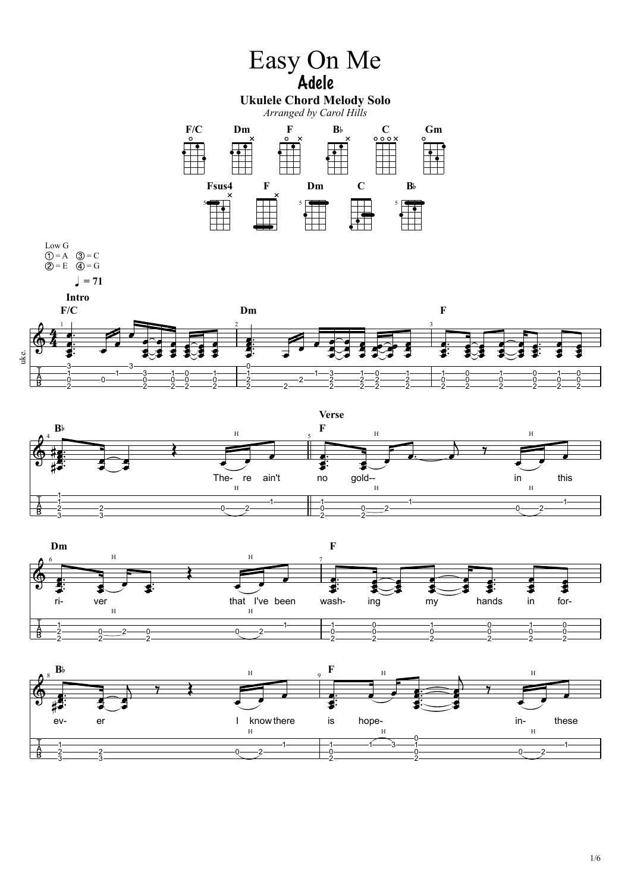# Easy On Me

## Adele

**Ukulele Chord Melody Solo**

*Arranged by Carol Hills*

F/C Dm F B♭ C Gm

Fsus4 F Dm C B♭

Low G
① = A ③ = C
② = E ④ = G

♩ = 71

**Intro**

F/C Dm F

B♭

**Verse**

F

The- re ain't no gold-- in this

Dm F

ri- ver that I've been wash- ing my hands in for-

B♭ F

ev- er I know there is hope- in- these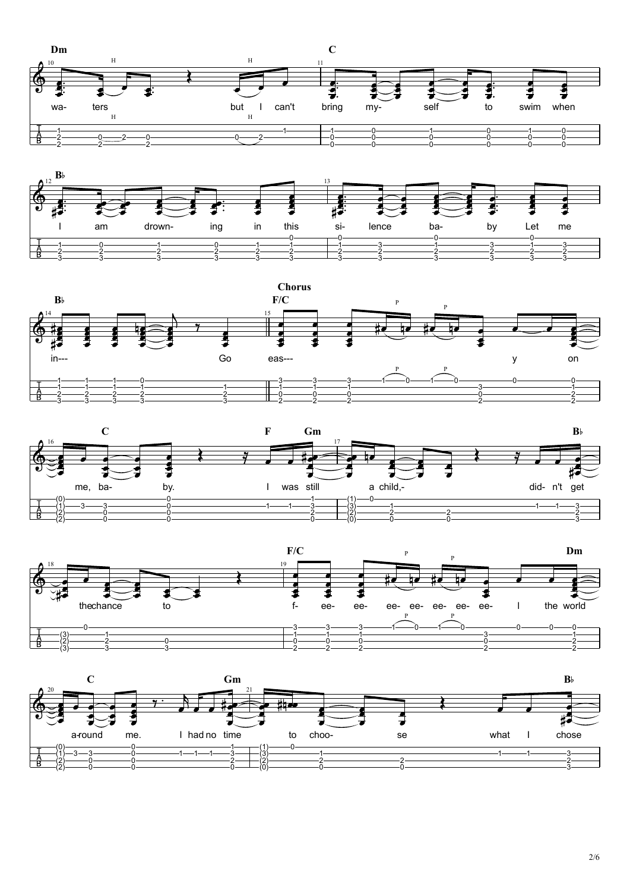**Dm** | **C**

wa- ters but I can't bring my- self to swim when

**B♭**

I am drown- ing in this si- lence ba- by Let me

**B♭** | **Chorus** **F/C**

in--- Go eas--- y on

**C** | **F** **Gm** | **B♭**

me, ba- by. I was still a child,- did- n't get

**F/C** | **Dm**

the chance to f- ee- ee- ee- ee- ee- ee- ee- I the world

**C** | **Gm** | **B♭**

a-round me. I had no time to choo- se what I chose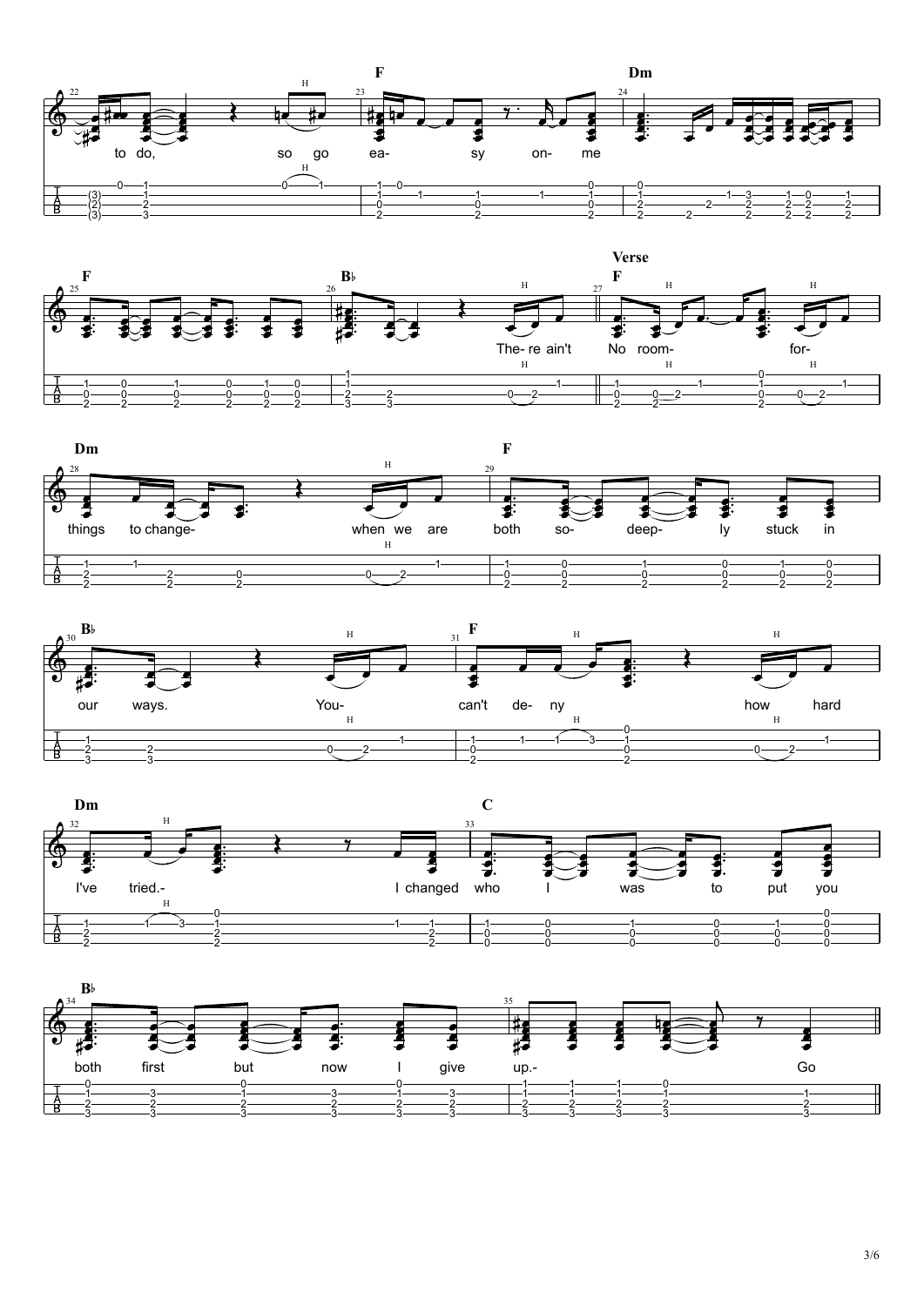F Dm

to do, so go ea- sy on- me

F B♭

The- re ain't

## Verse

F

No room- for-

Dm F

things to change- when we are both so- deep- ly stuck in

B♭ F

our ways. You- can't de- ny how hard

Dm C

I've tried.- I changed who I was to put you

B♭

both first but now I give up.- Go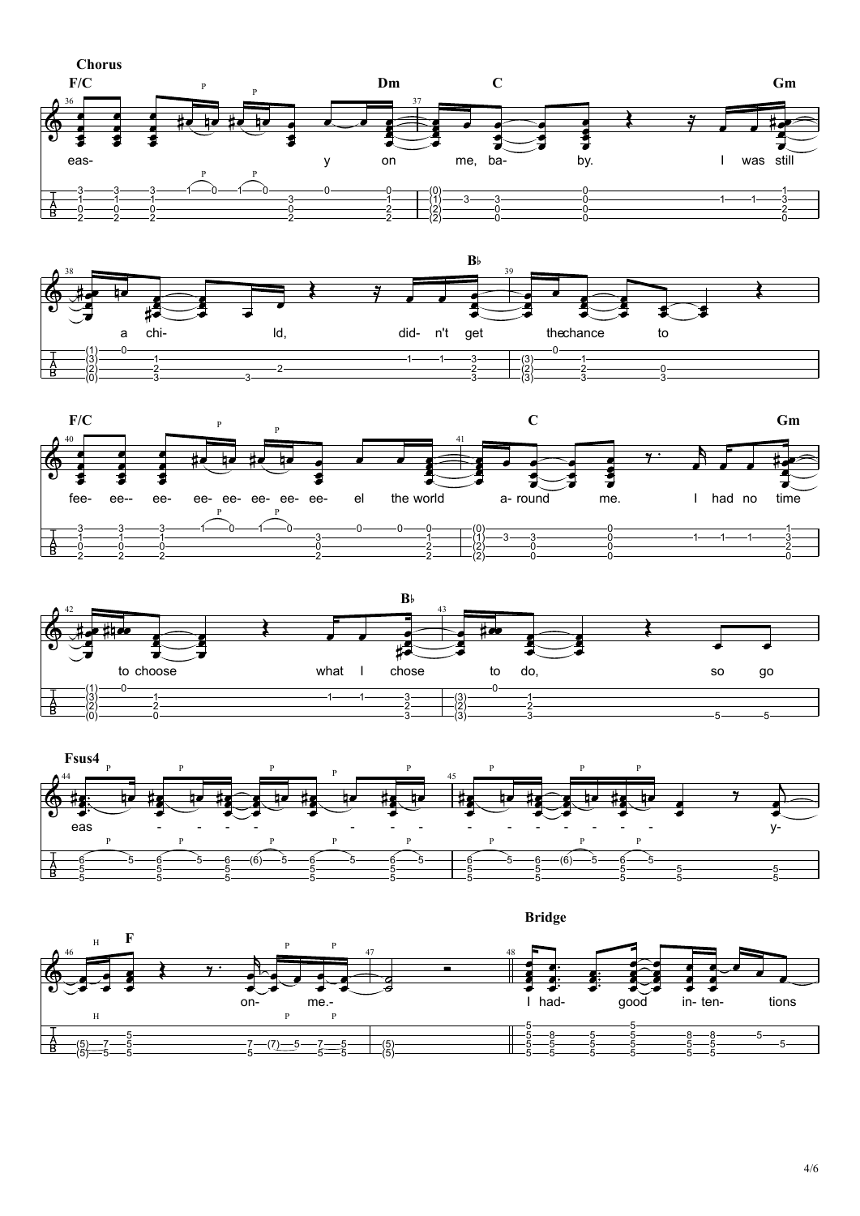**Chorus**

F/C — Dm — C — Gm

eas- y on me, ba- by. I was still

B♭

a chi- ld, did- n't get the chance to

F/C — C — Gm

fee- ee-- ee- ee- ee- ee- ee- ee- el the world a- round me. I had no time

B♭

to choose what I chose to do, so go

Fsus4

eas - - - - - - - - - - - - - y-

F

on- me.-

**Bridge**

I had- good in- ten- tions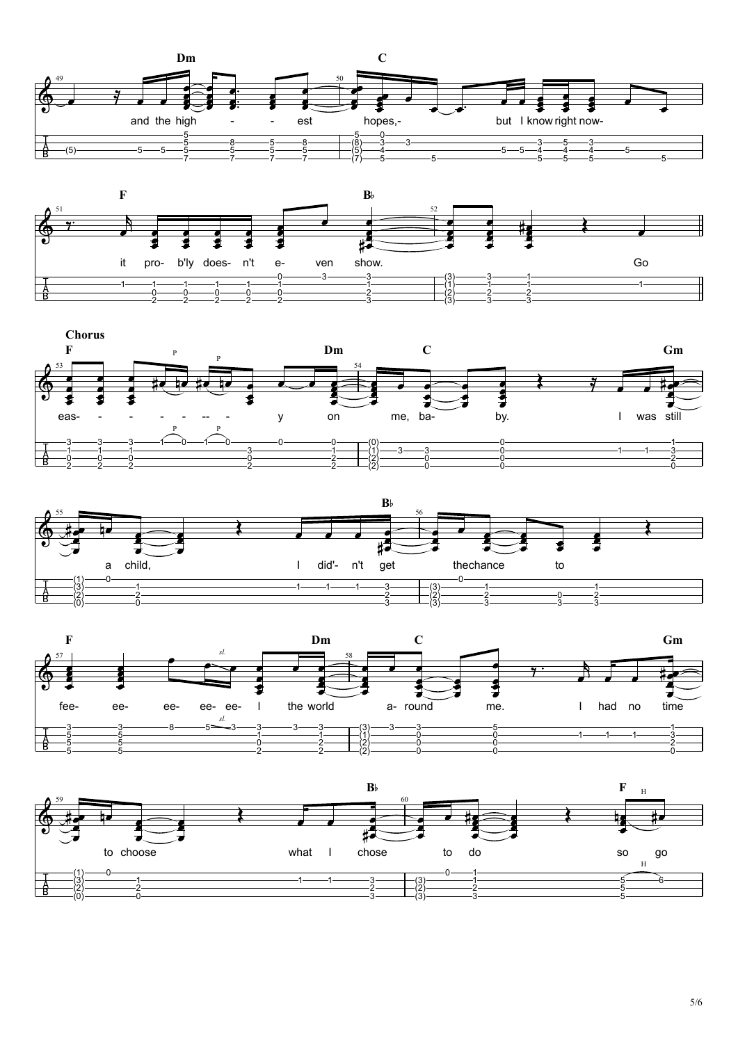**Dm** **C**

and the high - - est hopes,- but I know right now-

**F** **B♭**

it pro- b'ly does- n't e- ven show. Go

**Chorus**

**F** **Dm** **C** **Gm**

eas- - - - - -- - y on me, ba- by. I was still

**B♭**

a child, I did'- n't get the chance to

**F** **Dm** **C** **Gm**

fee- ee- ee- ee- ee- I the world a- round me. I had no time

**B♭** **F**

to choose what I chose to do so go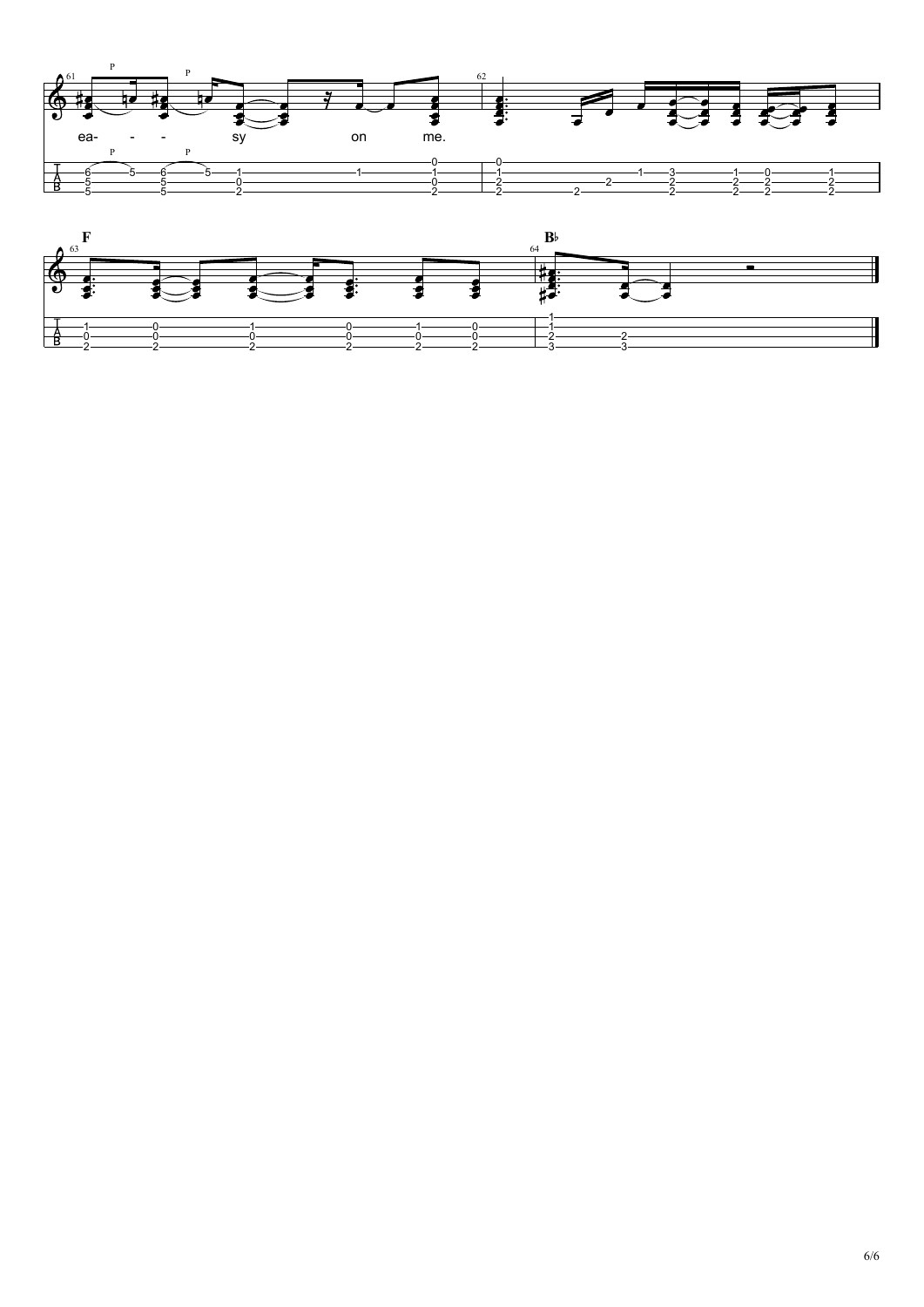61 P P

ea- - - sy on me.

62

F

63

B♭

64